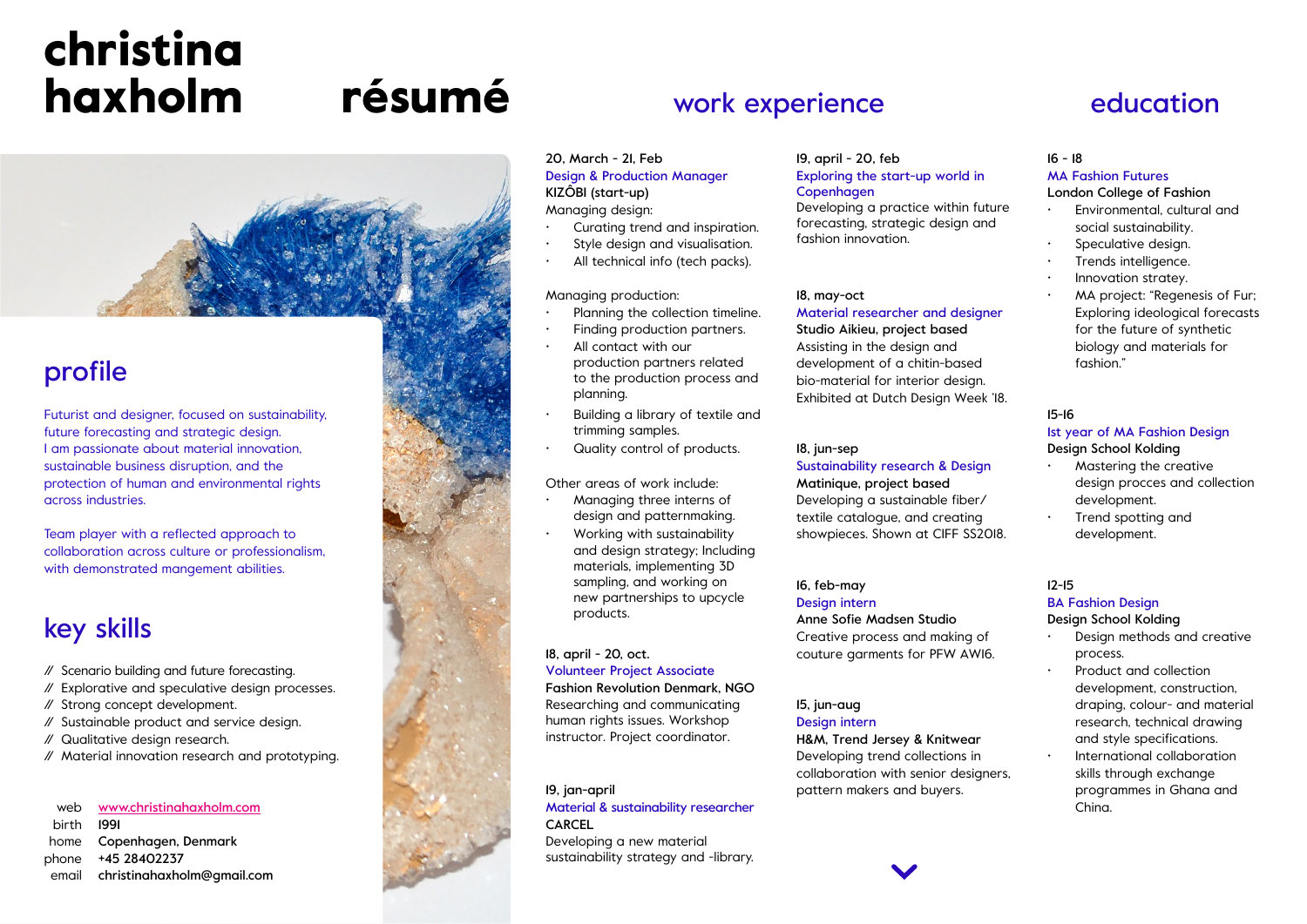# christina haxholm résumé

## profile

Futurist and designer, focused on sustainability, future forecasting and strategic design.
I am passionate about material innovation, sustainable business disruption, and the protection of human and environmental rights across industries.

Team player with a reflected approach to collaboration across culture or professionalism, with demonstrated mangement abilities.

## key skills

// Scenario building and future forecasting.
// Explorative and speculative design processes.
// Strong concept development.
// Sustainable product and service design.
// Qualitative design research.
// Material innovation research and prototyping.

web www.christinahaxholm.com
birth 1991
home Copenhagen, Denmark
phone +45 28402237
email christinahaxholm@gmail.com

## work experience

20, March - 21, Feb
Design & Production Manager
**KIZÔBI (start-up)**
Managing design:

- Curating trend and inspiration.
- Style design and visualisation.
- All technical info (tech packs).

Managing production:

- Planning the collection timeline.
- Finding production partners.
- All contact with our production partners related to the production process and planning.
- Building a library of textile and trimming samples.
- Quality control of products.

Other areas of work include:

- Managing three interns of design and patternmaking.
- Working with sustainability and design strategy; Including materials, implementing 3D sampling, and working on new partnerships to upcycle products.

18, april - 20, oct.
Volunteer Project Associate
**Fashion Revolution Denmark, NGO**
Researching and communicating human rights issues. Workshop instructor. Project coordinator.

19, jan-april
Material & sustainability researcher
**CARCEL**
Developing a new material sustainability strategy and -library.

19, april - 20, feb
Exploring the start-up world in Copenhagen
Developing a practice within future forecasting, strategic design and fashion innovation.

18, may-oct
Material researcher and designer
**Studio Aikieu, project based**
Assisting in the design and development of a chitin-based bio-material for interior design. Exhibited at Dutch Design Week '18.

18, jun-sep
Sustainability research & Design
**Matinique, project based**
Developing a sustainable fiber/ textile catalogue, and creating showpieces. Shown at CIFF SS2018.

16, feb-may
Design intern
**Anne Sofie Madsen Studio**
Creative process and making of couture garments for PFW AW16.

15, jun-aug
Design intern
**H&M, Trend Jersey & Knitwear**
Developing trend collections in collaboration with senior designers, pattern makers and buyers.

## education

16 - 18
MA Fashion Futures
**London College of Fashion**

- Environmental, cultural and social sustainability.
- Speculative design.
- Trends intelligence.
- Innovation stratey.
- MA project: "Regenesis of Fur; Exploring ideological forecasts for the future of synthetic biology and materials for fashion."

15-16
1st year of MA Fashion Design
**Design School Kolding**

- Mastering the creative design procces and collection development.
- Trend spotting and development.

12-15
BA Fashion Design
**Design School Kolding**

- Design methods and creative process.
- Product and collection development, construction, draping, colour- and material research, technical drawing and style specifications.
- International collaboration skills through exchange programmes in Ghana and China.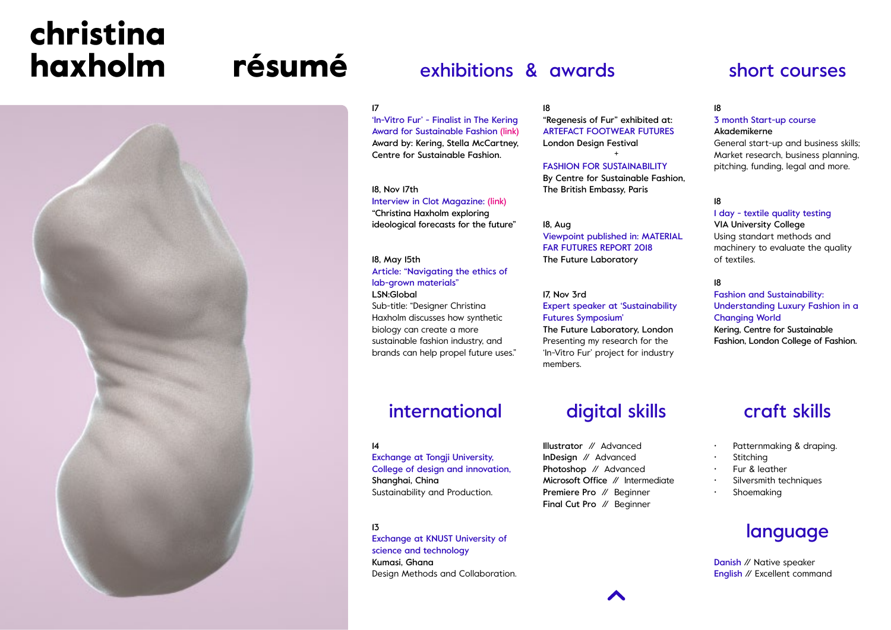# christina haxholm résumé

## exhibitions & awards

17
'In-Vitro Fur' - Finalist in The Kering Award for Sustainable Fashion (link)
Award by: Kering, Stella McCartney, Centre for Sustainable Fashion.

18, Nov 17th
Interview in Clot Magazine: (link)
"Christina Haxholm exploring ideological forecasts for the future"

18, May 15th
Article: "Navigating the ethics of lab-grown materials"
LSN:Global
Sub-title: "Designer Christina Haxholm discusses how synthetic biology can create a more sustainable fashion industry, and brands can help propel future uses."

18
"Regenesis of Fur" exhibited at:
ARTEFACT FOOTWEAR FUTURES
London Design Festival
+
FASHION FOR SUSTAINABILITY
By Centre for Sustainable Fashion, The British Embassy, Paris

18, Aug
Viewpoint published in: MATERIAL FAR FUTURES REPORT 2018
The Future Laboratory

17, Nov 3rd
Expert speaker at 'Sustainability Futures Symposium'
The Future Laboratory, London
Presenting my research for the 'In-Vitro Fur' project for industry members.

## short courses

18
3 month Start-up course
Akademikerne
General start-up and business skills; Market research, business planning, pitching, funding, legal and more.

18
1 day - textile quality testing
VIA University College
Using standart methods and machinery to evaluate the quality of textiles.

18
Fashion and Sustainability: Understanding Luxury Fashion in a Changing World
Kering, Centre for Sustainable Fashion, London College of Fashion.

## international

14
Exchange at Tongji University, College of design and innovation,
Shanghai, China
Sustainability and Production.

13
Exchange at KNUST University of science and technology
Kumasi, Ghana
Design Methods and Collaboration.

## digital skills

Illustrator // Advanced
InDesign // Advanced
Photoshop // Advanced
Microsoft Office // Intermediate
Premiere Pro // Beginner
Final Cut Pro // Beginner

## craft skills

- Patternmaking & draping.
- Stitching
- Fur & leather
- Silversmith techniques
- Shoemaking

## language

Danish // Native speaker
English // Excellent command